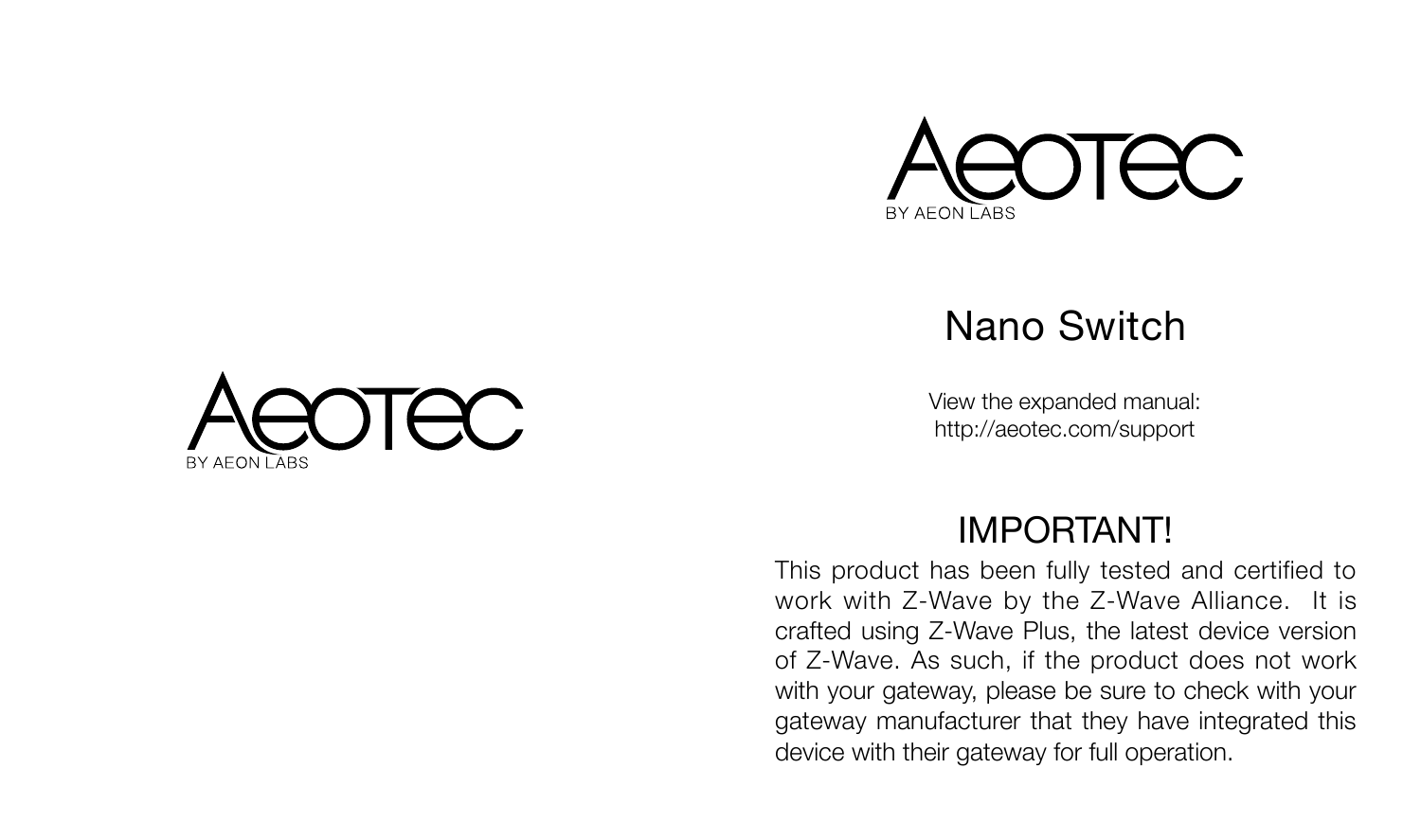Aeotec

BY AEON LABS

Aeotec

BY AEON LABS

# Nano Switch

View the expanded manual:
http://aeotec.com/support

## IMPORTANT!

This product has been fully tested and certified to work with Z-Wave by the Z-Wave Alliance. It is crafted using Z-Wave Plus, the latest device version of Z-Wave. As such, if the product does not work with your gateway, please be sure to check with your gateway manufacturer that they have integrated this device with their gateway for full operation.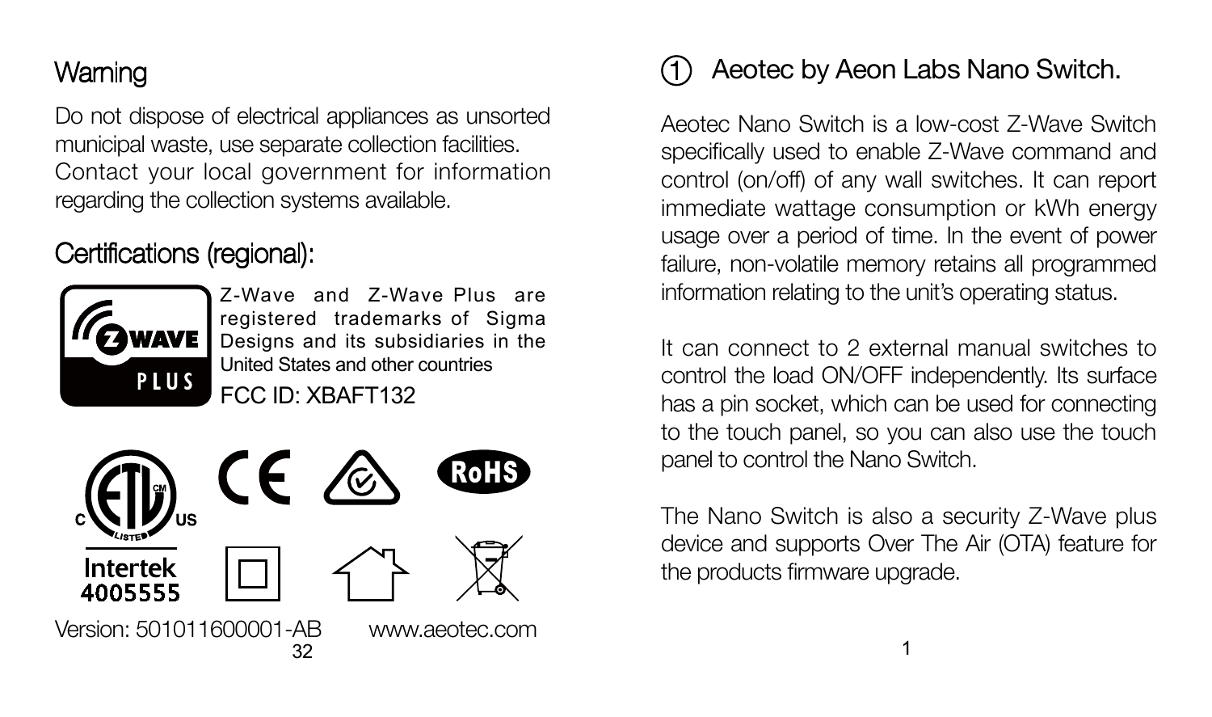## Warning

Do not dispose of electrical appliances as unsorted municipal waste, use separate collection facilities. Contact your local government for information regarding the collection systems available.

## Certifications (regional):

Z-Wave and Z-Wave Plus are registered trademarks of Sigma Designs and its subsidiaries in the United States and other countries

FCC ID: XBAFT132

Intertek 4005555

Version: 501011600001-AB www.aeotec.com

## ① Aeotec by Aeon Labs Nano Switch.

Aeotec Nano Switch is a low-cost Z-Wave Switch specifically used to enable Z-Wave command and control (on/off) of any wall switches. It can report immediate wattage consumption or kWh energy usage over a period of time. In the event of power failure, non-volatile memory retains all programmed information relating to the unit's operating status.

It can connect to 2 external manual switches to control the load ON/OFF independently. Its surface has a pin socket, which can be used for connecting to the touch panel, so you can also use the touch panel to control the Nano Switch.

The Nano Switch is also a security Z-Wave plus device and supports Over The Air (OTA) feature for the products firmware upgrade.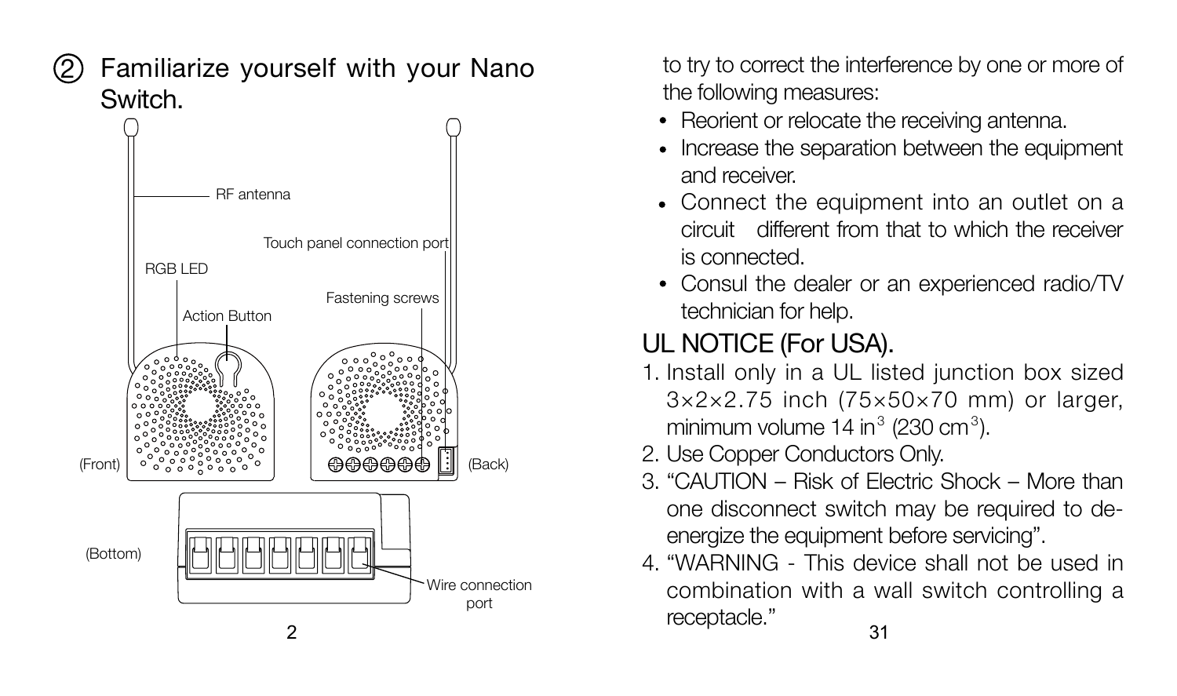② Familiarize yourself with your Nano Switch.

RF antenna

Touch panel connection port

RGB LED

Fastening screws

Action Button

(Front)

(Back)

(Bottom)

Wire connection port

to try to correct the interference by one or more of the following measures:

- Reorient or relocate the receiving antenna.
- Increase the separation between the equipment and receiver.
- Connect the equipment into an outlet on a circuit different from that to which the receiver is connected.
- Consul the dealer or an experienced radio/TV technician for help.

## UL NOTICE (For USA).

1. Install only in a UL listed junction box sized 3×2×2.75 inch (75×50×70 mm) or larger, minimum volume 14 in$^3$ (230 cm$^3$).
2. Use Copper Conductors Only.
3. “CAUTION – Risk of Electric Shock – More than one disconnect switch may be required to de-energize the equipment before servicing”.
4. “WARNING - This device shall not be used in combination with a wall switch controlling a receptacle.”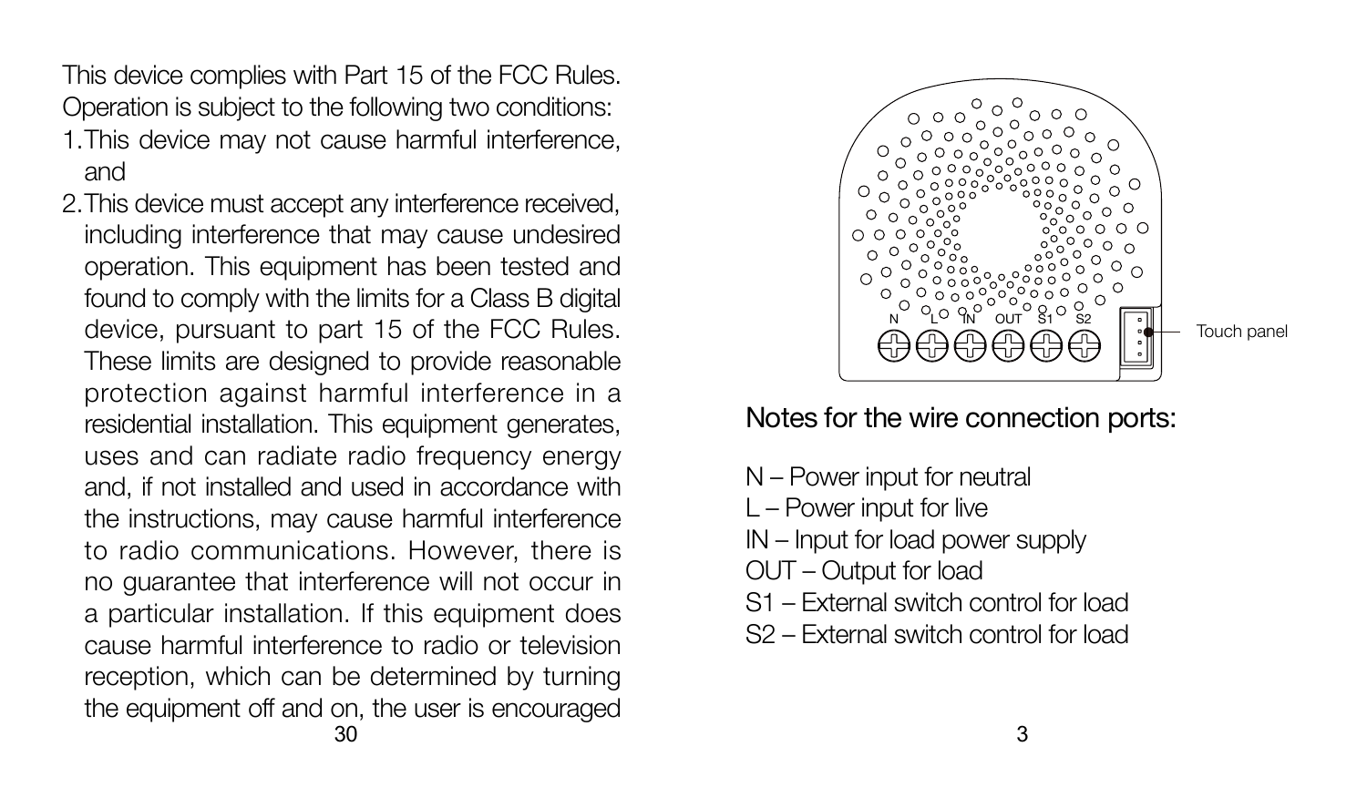This device complies with Part 15 of the FCC Rules. Operation is subject to the following two conditions:

1. This device may not cause harmful interference, and
2. This device must accept any interference received, including interference that may cause undesired operation. This equipment has been tested and found to comply with the limits for a Class B digital device, pursuant to part 15 of the FCC Rules. These limits are designed to provide reasonable protection against harmful interference in a residential installation. This equipment generates, uses and can radiate radio frequency energy and, if not installed and used in accordance with the instructions, may cause harmful interference to radio communications. However, there is no guarantee that interference will not occur in a particular installation. If this equipment does cause harmful interference to radio or television reception, which can be determined by turning the equipment off and on, the user is encouraged

N L IN OUT S1 S2

Touch panel

## Notes for the wire connection ports:

N – Power input for neutral
L – Power input for live
IN – Input for load power supply
OUT – Output for load
S1 – External switch control for load
S2 – External switch control for load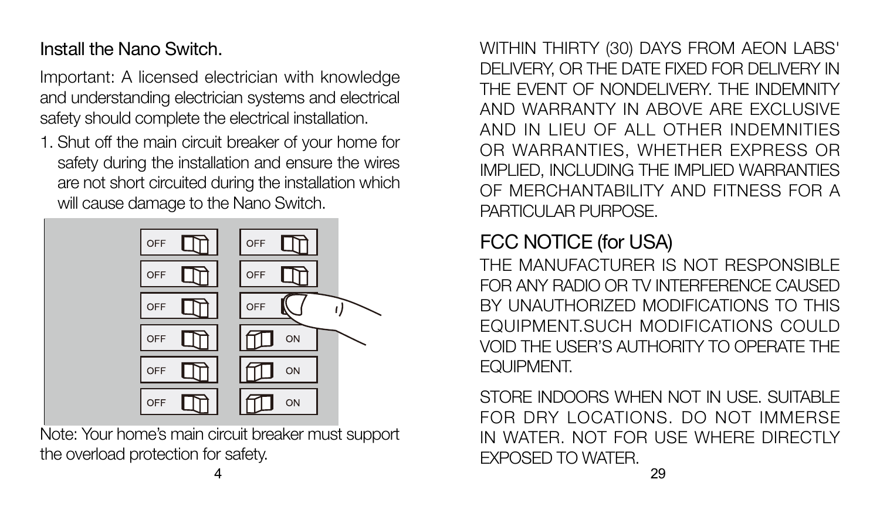## Install the Nano Switch.

Important: A licensed electrician with knowledge and understanding electrician systems and electrical safety should complete the electrical installation.

1. Shut off the main circuit breaker of your home for safety during the installation and ensure the wires are not short circuited during the installation which will cause damage to the Nano Switch.

Note: Your home's main circuit breaker must support the overload protection for safety.

WITHIN THIRTY (30) DAYS FROM AEON LABS' DELIVERY, OR THE DATE FIXED FOR DELIVERY IN THE EVENT OF NONDELIVERY. THE INDEMNITY AND WARRANTY IN ABOVE ARE EXCLUSIVE AND IN LIEU OF ALL OTHER INDEMNITIES OR WARRANTIES, WHETHER EXPRESS OR IMPLIED, INCLUDING THE IMPLIED WARRANTIES OF MERCHANTABILITY AND FITNESS FOR A PARTICULAR PURPOSE.

## FCC NOTICE (for USA)

THE MANUFACTURER IS NOT RESPONSIBLE FOR ANY RADIO OR TV INTERFERENCE CAUSED BY UNAUTHORIZED MODIFICATIONS TO THIS EQUIPMENT.SUCH MODIFICATIONS COULD VOID THE USER'S AUTHORITY TO OPERATE THE EQUIPMENT.

STORE INDOORS WHEN NOT IN USE. SUITABLE FOR DRY LOCATIONS. DO NOT IMMERSE IN WATER. NOT FOR USE WHERE DIRECTLY EXPOSED TO WATER.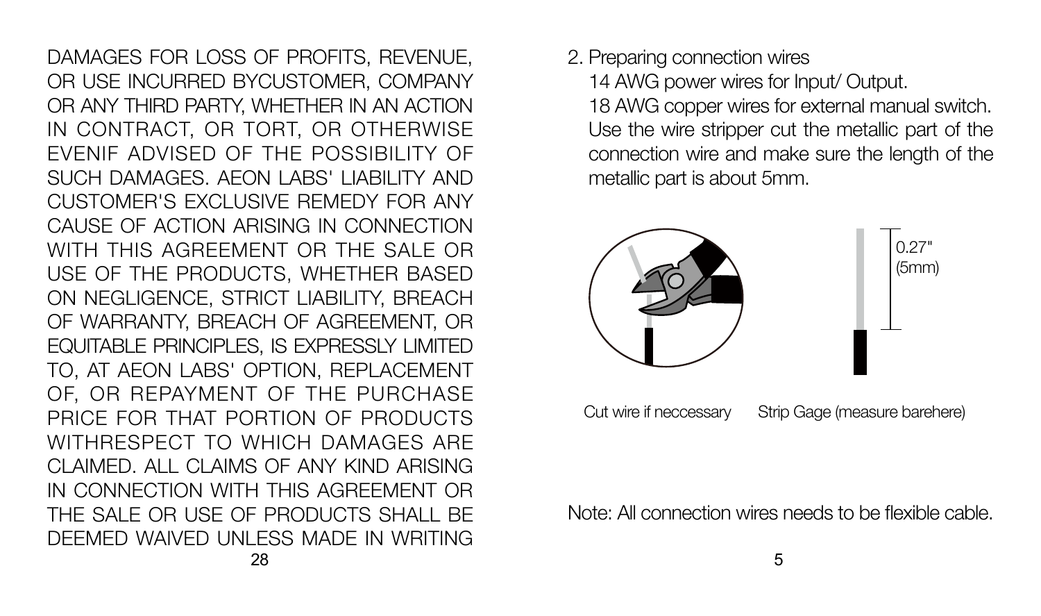DAMAGES FOR LOSS OF PROFITS, REVENUE, OR USE INCURRED BYCUSTOMER, COMPANY OR ANY THIRD PARTY, WHETHER IN AN ACTION IN CONTRACT, OR TORT, OR OTHERWISE EVENIF ADVISED OF THE POSSIBILITY OF SUCH DAMAGES. AEON LABS' LIABILITY AND CUSTOMER'S EXCLUSIVE REMEDY FOR ANY CAUSE OF ACTION ARISING IN CONNECTION WITH THIS AGREEMENT OR THE SALE OR USE OF THE PRODUCTS, WHETHER BASED ON NEGLIGENCE, STRICT LIABILITY, BREACH OF WARRANTY, BREACH OF AGREEMENT, OR EQUITABLE PRINCIPLES, IS EXPRESSLY LIMITED TO, AT AEON LABS' OPTION, REPLACEMENT OF, OR REPAYMENT OF THE PURCHASE PRICE FOR THAT PORTION OF PRODUCTS WITHRESPECT TO WHICH DAMAGES ARE CLAIMED. ALL CLAIMS OF ANY KIND ARISING IN CONNECTION WITH THIS AGREEMENT OR THE SALE OR USE OF PRODUCTS SHALL BE DEEMED WAIVED UNLESS MADE IN WRITING

2. Preparing connection wires
   14 AWG power wires for Input/ Output.
   18 AWG copper wires for external manual switch.
   Use the wire stripper cut the metallic part of the connection wire and make sure the length of the metallic part is about 5mm.

0.27" (5mm)

Cut wire if neccessary

Strip Gage (measure barehere)

Note: All connection wires needs to be flexible cable.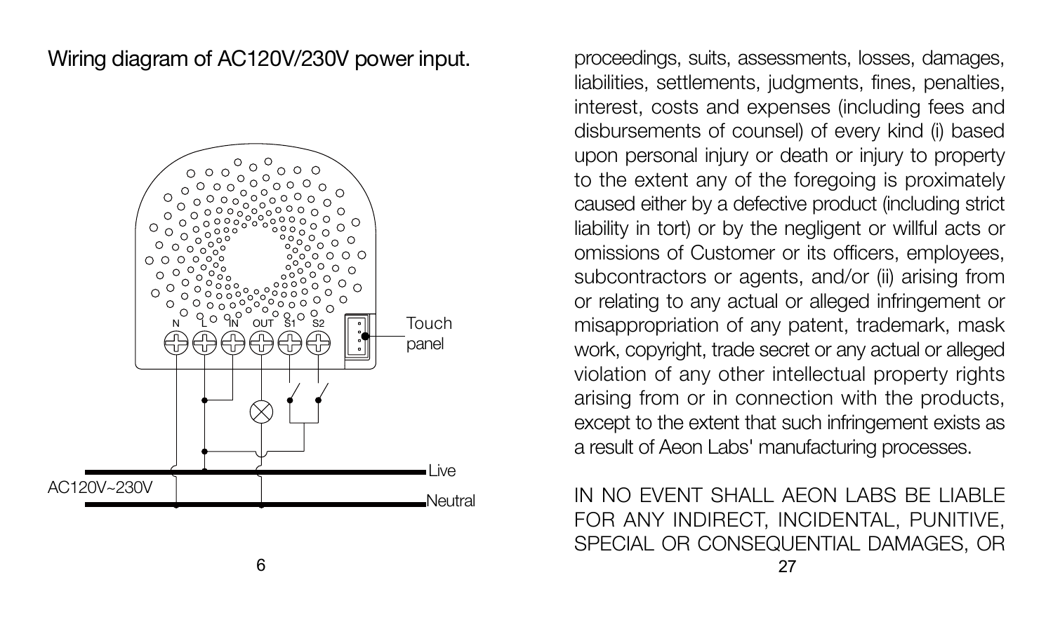Wiring diagram of AC120V/230V power input.

proceedings, suits, assessments, losses, damages, liabilities, settlements, judgments, fines, penalties, interest, costs and expenses (including fees and disbursements of counsel) of every kind (i) based upon personal injury or death or injury to property to the extent any of the foregoing is proximately caused either by a defective product (including strict liability in tort) or by the negligent or willful acts or omissions of Customer or its officers, employees, subcontractors or agents, and/or (ii) arising from or relating to any actual or alleged infringement or misappropriation of any patent, trademark, mask work, copyright, trade secret or any actual or alleged violation of any other intellectual property rights arising from or in connection with the products, except to the extent that such infringement exists as a result of Aeon Labs' manufacturing processes.

IN NO EVENT SHALL AEON LABS BE LIABLE FOR ANY INDIRECT, INCIDENTAL, PUNITIVE, SPECIAL OR CONSEQUENTIAL DAMAGES, OR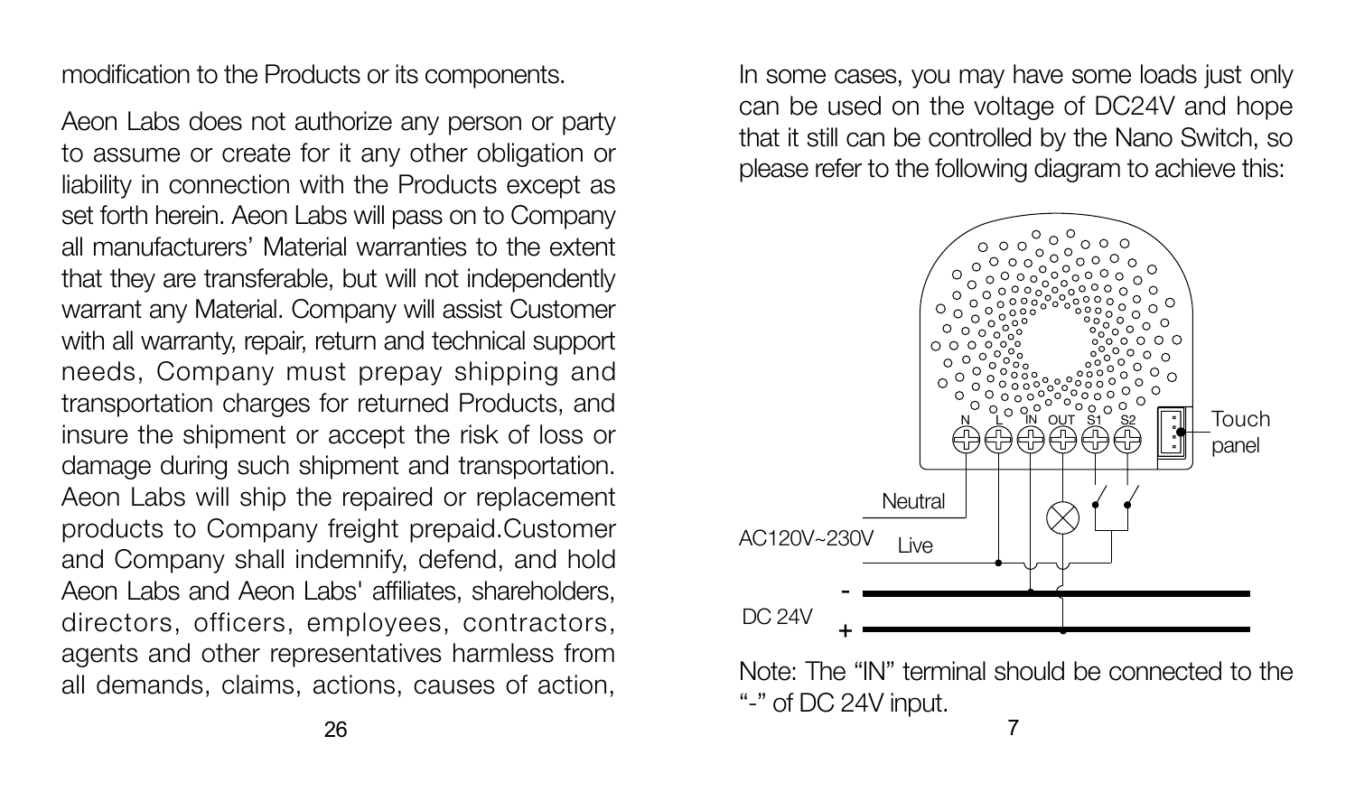modification to the Products or its components.

Aeon Labs does not authorize any person or party to assume or create for it any other obligation or liability in connection with the Products except as set forth herein. Aeon Labs will pass on to Company all manufacturers' Material warranties to the extent that they are transferable, but will not independently warrant any Material. Company will assist Customer with all warranty, repair, return and technical support needs, Company must prepay shipping and transportation charges for returned Products, and insure the shipment or accept the risk of loss or damage during such shipment and transportation. Aeon Labs will ship the repaired or replacement products to Company freight prepaid.Customer and Company shall indemnify, defend, and hold Aeon Labs and Aeon Labs' affiliates, shareholders, directors, officers, employees, contractors, agents and other representatives harmless from all demands, claims, actions, causes of action,

In some cases, you may have some loads just only can be used on the voltage of DC24V and hope that it still can be controlled by the Nano Switch, so please refer to the following diagram to achieve this:

N L IN OUT S1 S2 Touch panel

Neutral

AC120V~230V Live

DC 24V - +

Note: The "IN" terminal should be connected to the "-" of DC 24V input.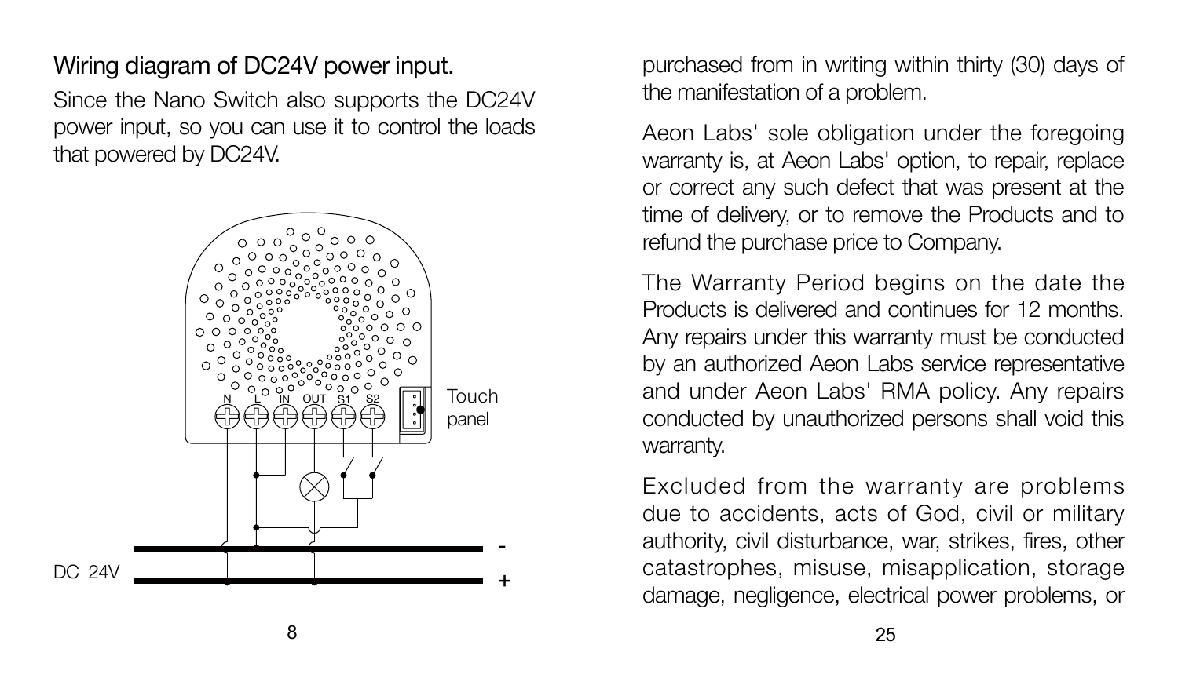## Wiring diagram of DC24V power input.

Since the Nano Switch also supports the DC24V power input, so you can use it to control the loads that powered by DC24V.

purchased from in writing within thirty (30) days of the manifestation of a problem.

Aeon Labs' sole obligation under the foregoing warranty is, at Aeon Labs' option, to repair, replace or correct any such defect that was present at the time of delivery, or to remove the Products and to refund the purchase price to Company.

The Warranty Period begins on the date the Products is delivered and continues for 12 months. Any repairs under this warranty must be conducted by an authorized Aeon Labs service representative and under Aeon Labs' RMA policy. Any repairs conducted by unauthorized persons shall void this warranty.

Excluded from the warranty are problems due to accidents, acts of God, civil or military authority, civil disturbance, war, strikes, fires, other catastrophes, misuse, misapplication, storage damage, negligence, electrical power problems, or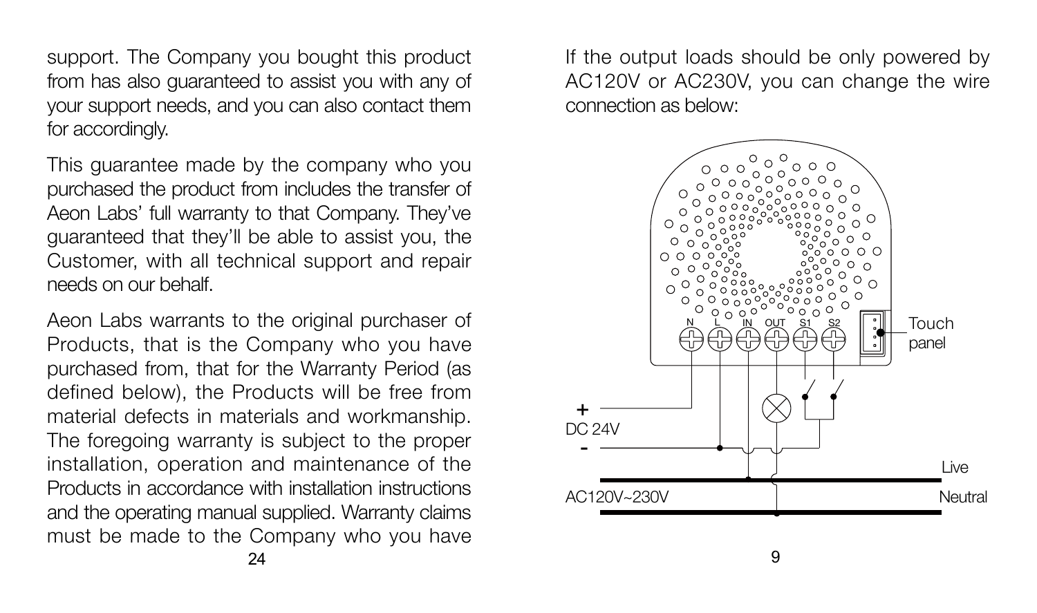support. The Company you bought this product from has also guaranteed to assist you with any of your support needs, and you can also contact them for accordingly.

This guarantee made by the company who you purchased the product from includes the transfer of Aeon Labs' full warranty to that Company. They've guaranteed that they'll be able to assist you, the Customer, with all technical support and repair needs on our behalf.

Aeon Labs warrants to the original purchaser of Products, that is the Company who you have purchased from, that for the Warranty Period (as defined below), the Products will be free from material defects in materials and workmanship. The foregoing warranty is subject to the proper installation, operation and maintenance of the Products in accordance with installation instructions and the operating manual supplied. Warranty claims must be made to the Company who you have

If the output loads should be only powered by AC120V or AC230V, you can change the wire connection as below:

N L IN OUT S1 S2

Touch panel

+
DC 24V
-

Live

AC120V~230V

Neutral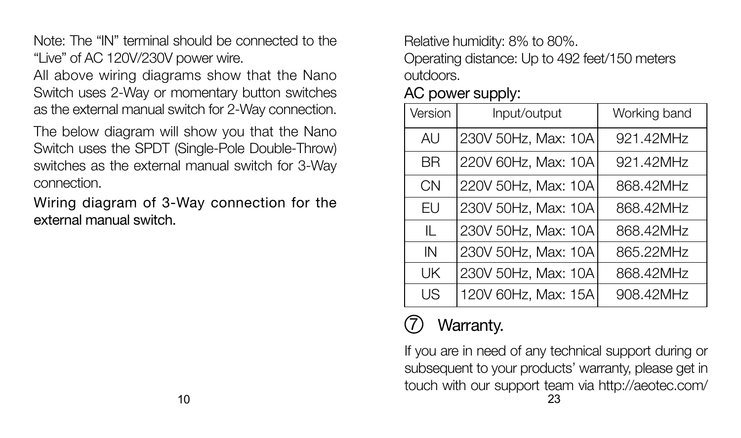Note: The "IN" terminal should be connected to the "Live" of AC 120V/230V power wire.

All above wiring diagrams show that the Nano Switch uses 2-Way or momentary button switches as the external manual switch for 2-Way connection.

The below diagram will show you that the Nano Switch uses the SPDT (Single-Pole Double-Throw) switches as the external manual switch for 3-Way connection.

Wiring diagram of 3-Way connection for the external manual switch.

Relative humidity: 8% to 80%.

Operating distance: Up to 492 feet/150 meters outdoors.

AC power supply:

| Version | Input/output | Working band |
|---|---|---|
| AU | 230V 50Hz, Max: 10A | 921.42MHz |
| BR | 220V 60Hz, Max: 10A | 921.42MHz |
| CN | 220V 50Hz, Max: 10A | 868.42MHz |
| EU | 230V 50Hz, Max: 10A | 868.42MHz |
| IL | 230V 50Hz, Max: 10A | 868.42MHz |
| IN | 230V 50Hz, Max: 10A | 865.22MHz |
| UK | 230V 50Hz, Max: 10A | 868.42MHz |
| US | 120V 60Hz, Max: 15A | 908.42MHz |

## ⑦ Warranty.

If you are in need of any technical support during or subsequent to your products' warranty, please get in touch with our support team via http://aeotec.com/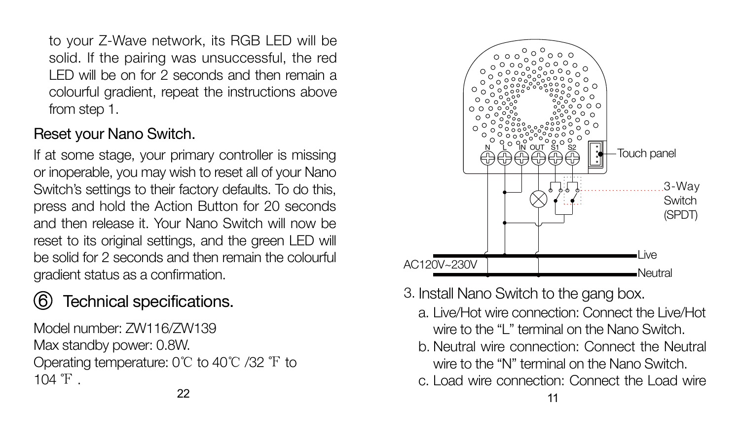to your Z-Wave network, its RGB LED will be solid. If the pairing was unsuccessful, the red LED will be on for 2 seconds and then remain a colourful gradient, repeat the instructions above from step 1.

### Reset your Nano Switch.

If at some stage, your primary controller is missing or inoperable, you may wish to reset all of your Nano Switch's settings to their factory defaults. To do this, press and hold the Action Button for 20 seconds and then release it. Your Nano Switch will now be reset to its original settings, and the green LED will be solid for 2 seconds and then remain the colourful gradient status as a confirmation.

## ⑥ Technical specifications.

Model number: ZW116/ZW139

Max standby power: 0.8W.

Operating temperature: 0℃ to 40℃ /32 ℉ to 104 ℉ .

N L IN OUT S1 S2

Touch panel

3-Way Switch (SPDT)

AC120V~230V

Live

Neutral

3. Install Nano Switch to the gang box.
   a. Live/Hot wire connection: Connect the Live/Hot wire to the "L" terminal on the Nano Switch.
   b. Neutral wire connection: Connect the Neutral wire to the "N" terminal on the Nano Switch.
   c. Load wire connection: Connect the Load wire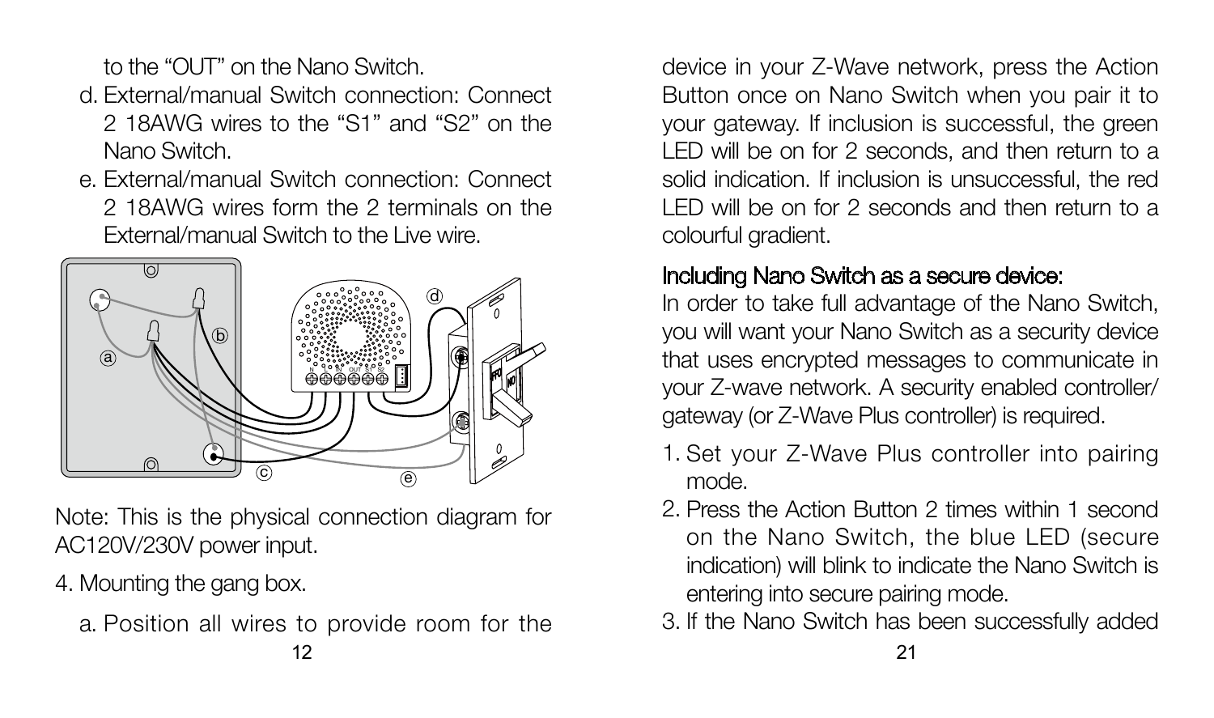to the "OUT" on the Nano Switch.

d. External/manual Switch connection: Connect 2 18AWG wires to the "S1" and "S2" on the Nano Switch.

e. External/manual Switch connection: Connect 2 18AWG wires form the 2 terminals on the External/manual Switch to the Live wire.

Note: This is the physical connection diagram for AC120V/230V power input.

4. Mounting the gang box.

   a. Position all wires to provide room for the

device in your Z-Wave network, press the Action Button once on Nano Switch when you pair it to your gateway. If inclusion is successful, the green LED will be on for 2 seconds, and then return to a solid indication. If inclusion is unsuccessful, the red LED will be on for 2 seconds and then return to a colourful gradient.

### Including Nano Switch as a secure device:

In order to take full advantage of the Nano Switch, you will want your Nano Switch as a security device that uses encrypted messages to communicate in your Z-wave network. A security enabled controller/ gateway (or Z-Wave Plus controller) is required.

1. Set your Z-Wave Plus controller into pairing mode.
2. Press the Action Button 2 times within 1 second on the Nano Switch, the blue LED (secure indication) will blink to indicate the Nano Switch is entering into secure pairing mode.
3. If the Nano Switch has been successfully added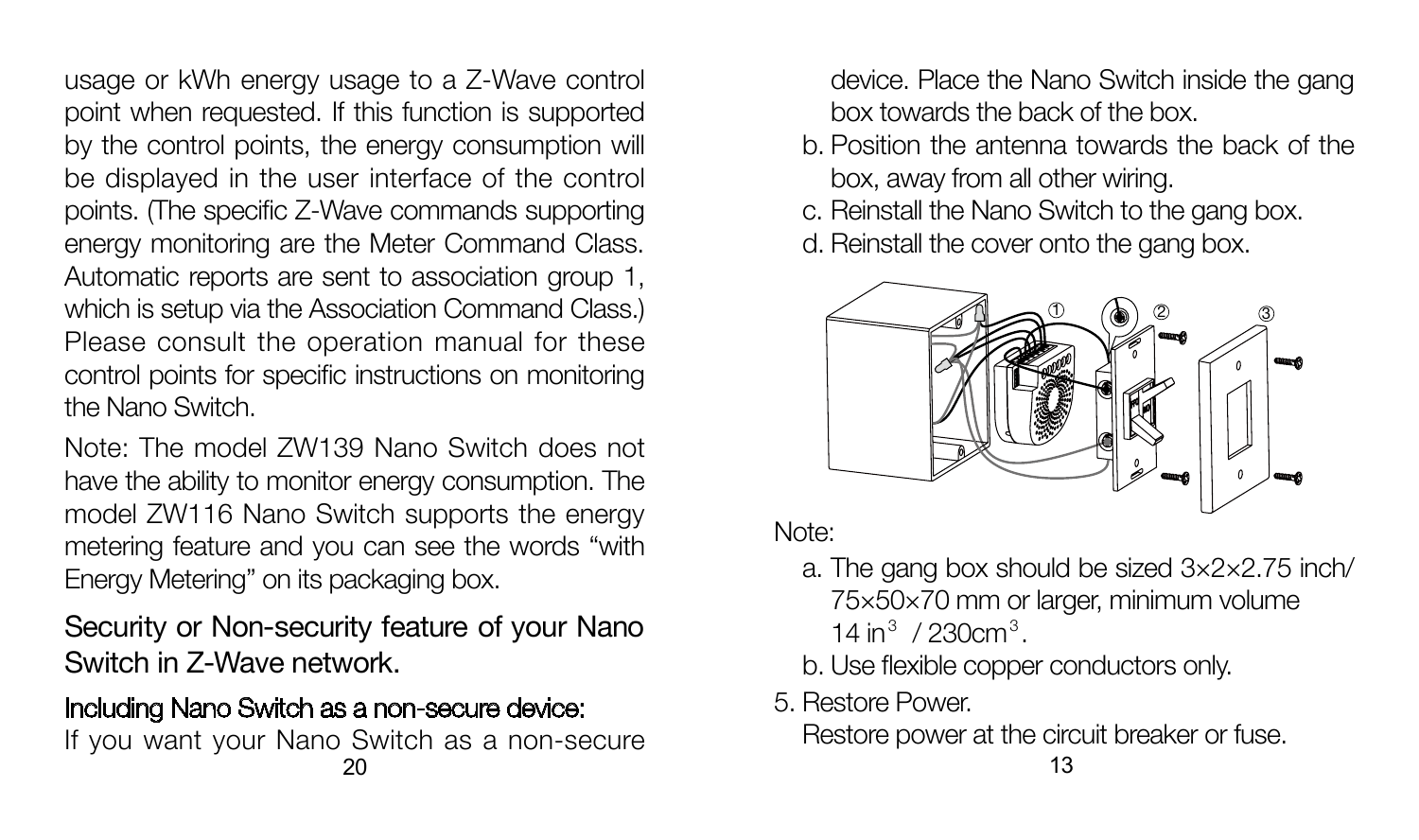usage or kWh energy usage to a Z-Wave control point when requested. If this function is supported by the control points, the energy consumption will be displayed in the user interface of the control points. (The specific Z-Wave commands supporting energy monitoring are the Meter Command Class. Automatic reports are sent to association group 1, which is setup via the Association Command Class.) Please consult the operation manual for these control points for specific instructions on monitoring the Nano Switch.

Note: The model ZW139 Nano Switch does not have the ability to monitor energy consumption. The model ZW116 Nano Switch supports the energy metering feature and you can see the words “with Energy Metering” on its packaging box.

## Security or Non-security feature of your Nano Switch in Z-Wave network.

### Including Nano Switch as a non-secure device:

If you want your Nano Switch as a non-secure

device. Place the Nano Switch inside the gang box towards the back of the box.

b. Position the antenna towards the back of the box, away from all other wiring.

c. Reinstall the Nano Switch to the gang box.

d. Reinstall the cover onto the gang box.

Note:

a. The gang box should be sized 3×2×2.75 inch/ 75×50×70 mm or larger, minimum volume 14 $in^3$ / 230$cm^3$.

b. Use flexible copper conductors only.

5. Restore Power.

   Restore power at the circuit breaker or fuse.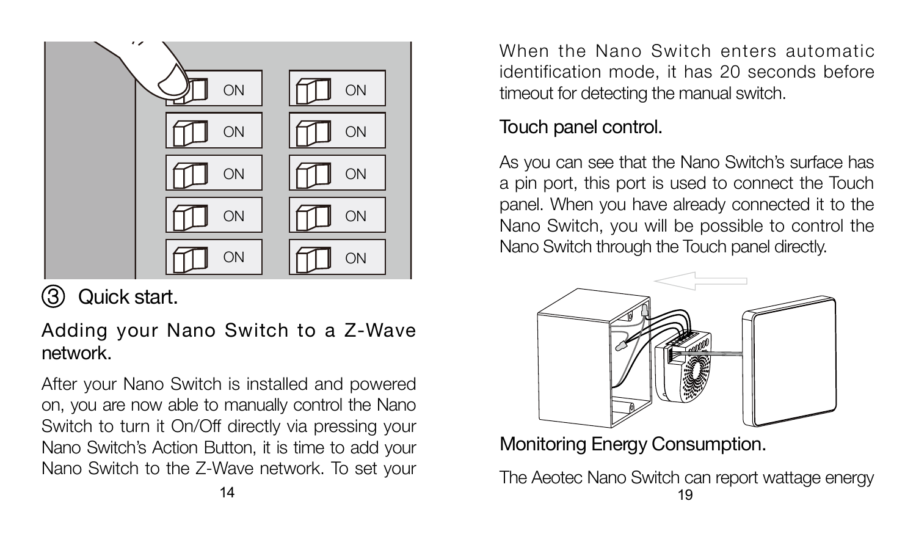## ③ Quick start.

### Adding your Nano Switch to a Z-Wave network.

After your Nano Switch is installed and powered on, you are now able to manually control the Nano Switch to turn it On/Off directly via pressing your Nano Switch's Action Button, it is time to add your Nano Switch to the Z-Wave network. To set your

When the Nano Switch enters automatic identification mode, it has 20 seconds before timeout for detecting the manual switch.

### Touch panel control.

As you can see that the Nano Switch's surface has a pin port, this port is used to connect the Touch panel. When you have already connected it to the Nano Switch, you will be possible to control the Nano Switch through the Touch panel directly.

### Monitoring Energy Consumption.

The Aeotec Nano Switch can report wattage energy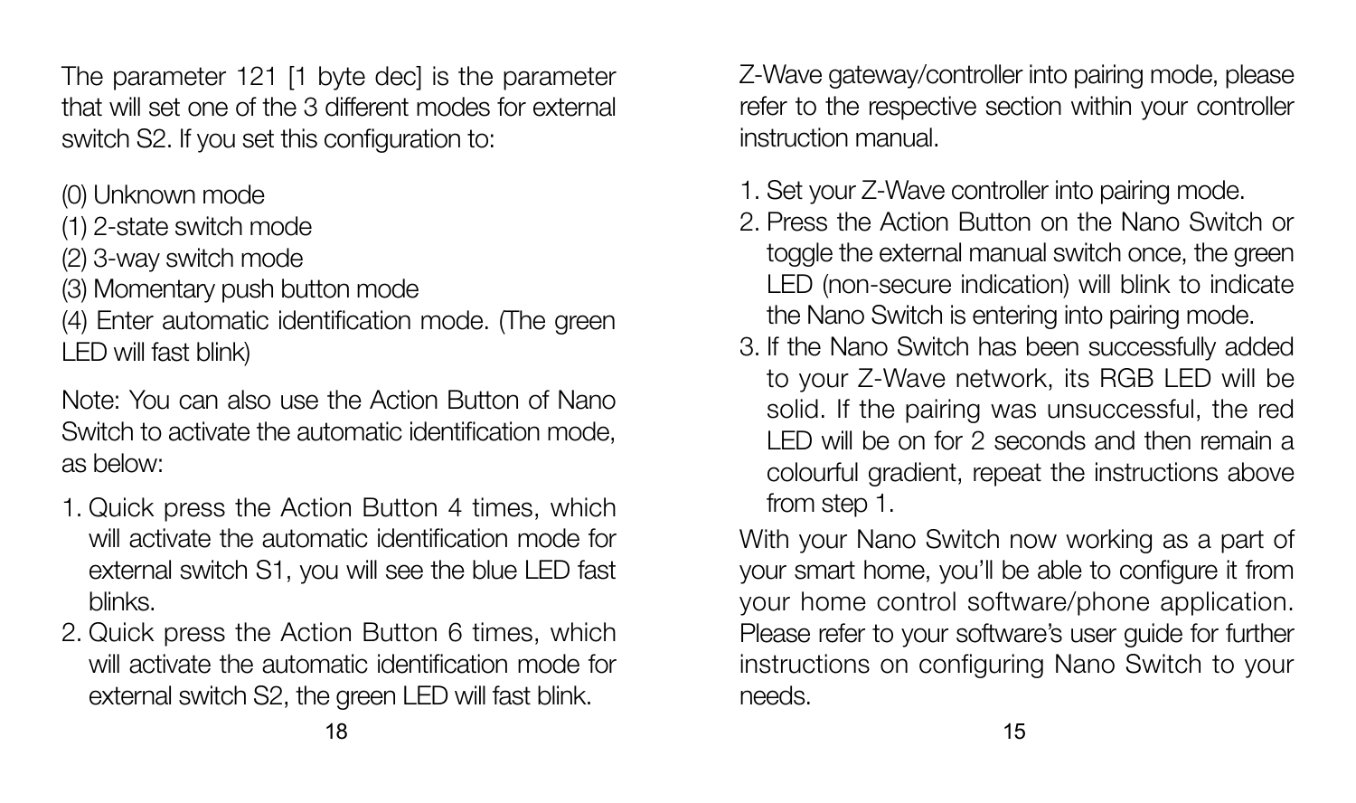The parameter 121 [1 byte dec] is the parameter that will set one of the 3 different modes for external switch S2. If you set this configuration to:

(0) Unknown mode
(1) 2-state switch mode
(2) 3-way switch mode
(3) Momentary push button mode
(4) Enter automatic identification mode. (The green LED will fast blink)

Note: You can also use the Action Button of Nano Switch to activate the automatic identification mode, as below:

1. Quick press the Action Button 4 times, which will activate the automatic identification mode for external switch S1, you will see the blue LED fast blinks.
2. Quick press the Action Button 6 times, which will activate the automatic identification mode for external switch S2, the green LED will fast blink.

Z-Wave gateway/controller into pairing mode, please refer to the respective section within your controller instruction manual.

1. Set your Z-Wave controller into pairing mode.
2. Press the Action Button on the Nano Switch or toggle the external manual switch once, the green LED (non-secure indication) will blink to indicate the Nano Switch is entering into pairing mode.
3. If the Nano Switch has been successfully added to your Z-Wave network, its RGB LED will be solid. If the pairing was unsuccessful, the red LED will be on for 2 seconds and then remain a colourful gradient, repeat the instructions above from step 1.

With your Nano Switch now working as a part of your smart home, you'll be able to configure it from your home control software/phone application. Please refer to your software's user guide for further instructions on configuring Nano Switch to your needs.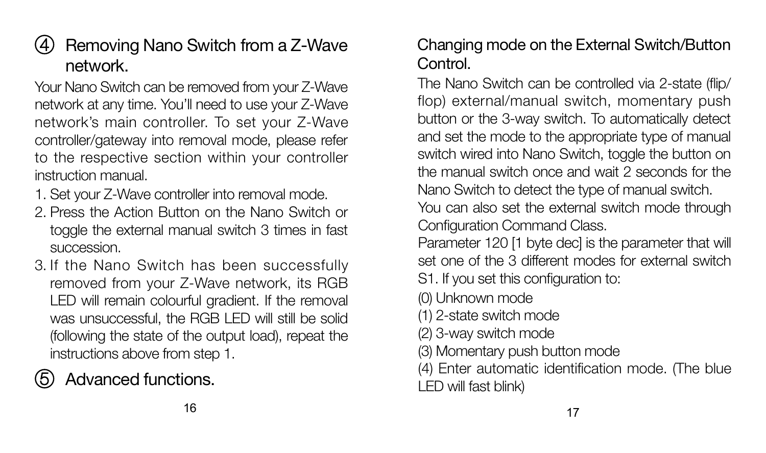## ④ Removing Nano Switch from a Z-Wave network.

Your Nano Switch can be removed from your Z-Wave network at any time. You'll need to use your Z-Wave network's main controller. To set your Z-Wave controller/gateway into removal mode, please refer to the respective section within your controller instruction manual.

1. Set your Z-Wave controller into removal mode.
2. Press the Action Button on the Nano Switch or toggle the external manual switch 3 times in fast succession.
3. If the Nano Switch has been successfully removed from your Z-Wave network, its RGB LED will remain colourful gradient. If the removal was unsuccessful, the RGB LED will still be solid (following the state of the output load), repeat the instructions above from step 1.

## ⑤ Advanced functions.

### Changing mode on the External Switch/Button Control.

The Nano Switch can be controlled via 2-state (flip/flop) external/manual switch, momentary push button or the 3-way switch. To automatically detect and set the mode to the appropriate type of manual switch wired into Nano Switch, toggle the button on the manual switch once and wait 2 seconds for the Nano Switch to detect the type of manual switch.

You can also set the external switch mode through Configuration Command Class.

Parameter 120 [1 byte dec] is the parameter that will set one of the 3 different modes for external switch S1. If you set this configuration to:

(0) Unknown mode

(1) 2-state switch mode

(2) 3-way switch mode

(3) Momentary push button mode

(4) Enter automatic identification mode. (The blue LED will fast blink)